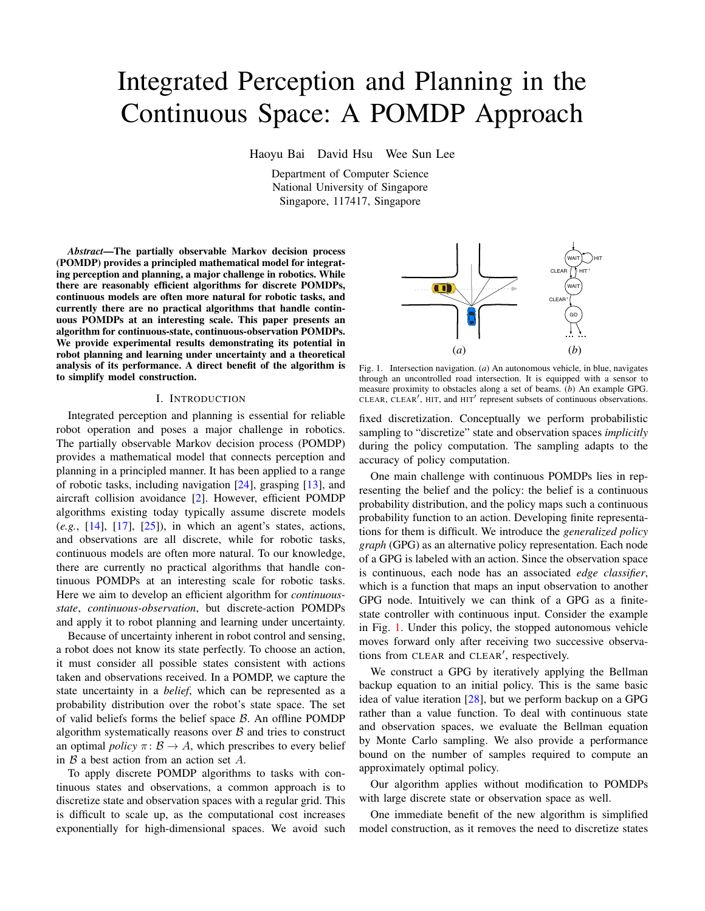# Integrated Perception and Planning in the Continuous Space: A POMDP Approach

Haoyu Bai David Hsu Wee Sun Lee

Department of Computer Science
National University of Singapore
Singapore, 117417, Singapore

***Abstract*—The partially observable Markov decision process (POMDP) provides a principled mathematical model for integrating perception and planning, a major challenge in robotics. While there are reasonably efficient algorithms for discrete POMDPs, continuous models are often more natural for robotic tasks, and currently there are no practical algorithms that handle continuous POMDPs at an interesting scale. This paper presents an algorithm for continuous-state, continuous-observation POMDPs. We provide experimental results demonstrating its potential in robot planning and learning under uncertainty and a theoretical analysis of its performance. A direct benefit of the algorithm is to simplify model construction.**

## I. Introduction

Integrated perception and planning is essential for reliable robot operation and poses a major challenge in robotics. The partially observable Markov decision process (POMDP) provides a mathematical model that connects perception and planning in a principled manner. It has been applied to a range of robotic tasks, including navigation [24], grasping [13], and aircraft collision avoidance [2]. However, efficient POMDP algorithms existing today typically assume discrete models (*e.g.*, [14], [17], [25]), in which an agent's states, actions, and observations are all discrete, while for robotic tasks, continuous models are often more natural. To our knowledge, there are currently no practical algorithms that handle continuous POMDPs at an interesting scale for robotic tasks. Here we aim to develop an efficient algorithm for *continuous-state*, *continuous-observation*, but discrete-action POMDPs and apply it to robot planning and learning under uncertainty.

Because of uncertainty inherent in robot control and sensing, a robot does not know its state perfectly. To choose an action, it must consider all possible states consistent with actions taken and observations received. In a POMDP, we capture the state uncertainty in a *belief*, which can be represented as a probability distribution over the robot's state space. The set of valid beliefs forms the belief space $\mathcal{B}$. An offline POMDP algorithm systematically reasons over $\mathcal{B}$ and tries to construct an optimal *policy* $\pi\colon \mathcal{B} \to A$, which prescribes to every belief in $\mathcal{B}$ a best action from an action set $A$.

To apply discrete POMDP algorithms to tasks with continuous states and observations, a common approach is to discretize state and observation spaces with a regular grid. This is difficult to scale up, as the computational cost increases exponentially for high-dimensional spaces. We avoid such fixed discretization. Conceptually we perform probabilistic sampling to "discretize" state and observation spaces *implicitly* during the policy computation. The sampling adapts to the accuracy of policy computation.

Fig. 1. Intersection navigation. (*a*) An autonomous vehicle, in blue, navigates through an uncontrolled road intersection. It is equipped with a sensor to measure proximity to obstacles along a set of beams. (*b*) An example GPG. CLEAR, CLEAR′, HIT, and HIT′ represent subsets of continuous observations.

One main challenge with continuous POMDPs lies in representing the belief and the policy: the belief is a continuous probability distribution, and the policy maps such a continuous probability function to an action. Developing finite representations for them is difficult. We introduce the *generalized policy graph* (GPG) as an alternative policy representation. Each node of a GPG is labeled with an action. Since the observation space is continuous, each node has an associated *edge classifier*, which is a function that maps an input observation to another GPG node. Intuitively we can think of a GPG as a finite-state controller with continuous input. Consider the example in Fig. 1. Under this policy, the stopped autonomous vehicle moves forward only after receiving two successive observations from CLEAR and CLEAR′, respectively.

We construct a GPG by iteratively applying the Bellman backup equation to an initial policy. This is the same basic idea of value iteration [28], but we perform backup on a GPG rather than a value function. To deal with continuous state and observation spaces, we evaluate the Bellman equation by Monte Carlo sampling. We also provide a performance bound on the number of samples required to compute an approximately optimal policy.

Our algorithm applies without modification to POMDPs with large discrete state or observation space as well.

One immediate benefit of the new algorithm is simplified model construction, as it removes the need to discretize states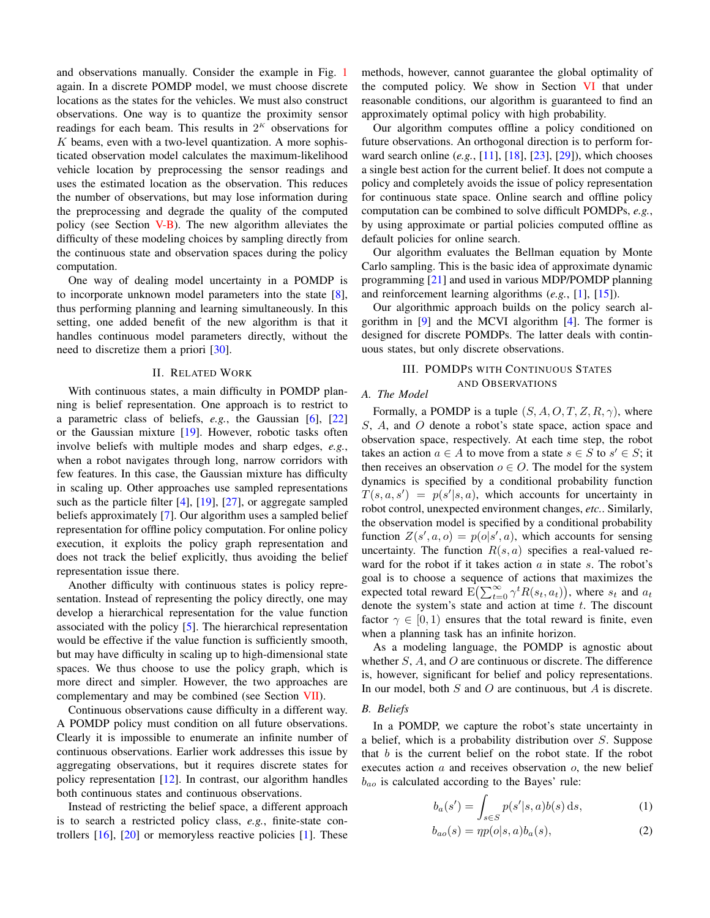and observations manually. Consider the example in Fig. 1 again. In a discrete POMDP model, we must choose discrete locations as the states for the vehicles. We must also construct observations. One way is to quantize the proximity sensor readings for each beam. This results in $2^K$ observations for $K$ beams, even with a two-level quantization. A more sophisticated observation model calculates the maximum-likelihood vehicle location by preprocessing the sensor readings and uses the estimated location as the observation. This reduces the number of observations, but may lose information during the preprocessing and degrade the quality of the computed policy (see Section V-B). The new algorithm alleviates the difficulty of these modeling choices by sampling directly from the continuous state and observation spaces during the policy computation.

One way of dealing model uncertainty in a POMDP is to incorporate unknown model parameters into the state [8], thus performing planning and learning simultaneously. In this setting, one added benefit of the new algorithm is that it handles continuous model parameters directly, without the need to discretize them a priori [30].

## II. Related Work

With continuous states, a main difficulty in POMDP planning is belief representation. One approach is to restrict to a parametric class of beliefs, *e.g.*, the Gaussian [6], [22] or the Gaussian mixture [19]. However, robotic tasks often involve beliefs with multiple modes and sharp edges, *e.g.*, when a robot navigates through long, narrow corridors with few features. In this case, the Gaussian mixture has difficulty in scaling up. Other approaches use sampled representations such as the particle filter [4], [19], [27], or aggregate sampled beliefs approximately [7]. Our algorithm uses a sampled belief representation for offline policy computation. For online policy execution, it exploits the policy graph representation and does not track the belief explicitly, thus avoiding the belief representation issue there.

Another difficulty with continuous states is policy representation. Instead of representing the policy directly, one may develop a hierarchical representation for the value function associated with the policy [5]. The hierarchical representation would be effective if the value function is sufficiently smooth, but may have difficulty in scaling up to high-dimensional state spaces. We thus choose to use the policy graph, which is more direct and simpler. However, the two approaches are complementary and may be combined (see Section VII).

Continuous observations cause difficulty in a different way. A POMDP policy must condition on all future observations. Clearly it is impossible to enumerate an infinite number of continuous observations. Earlier work addresses this issue by aggregating observations, but it requires discrete states for policy representation [12]. In contrast, our algorithm handles both continuous states and continuous observations.

Instead of restricting the belief space, a different approach is to search a restricted policy class, *e.g.*, finite-state controllers [16], [20] or memoryless reactive policies [1]. These methods, however, cannot guarantee the global optimality of the computed policy. We show in Section VI that under reasonable conditions, our algorithm is guaranteed to find an approximately optimal policy with high probability.

Our algorithm computes offline a policy conditioned on future observations. An orthogonal direction is to perform forward search online (*e.g.*, [11], [18], [23], [29]), which chooses a single best action for the current belief. It does not compute a policy and completely avoids the issue of policy representation for continuous state space. Online search and offline policy computation can be combined to solve difficult POMDPs, *e.g.*, by using approximate or partial policies computed offline as default policies for online search.

Our algorithm evaluates the Bellman equation by Monte Carlo sampling. This is the basic idea of approximate dynamic programming [21] and used in various MDP/POMDP planning and reinforcement learning algorithms (*e.g.*, [1], [15]).

Our algorithmic approach builds on the policy search algorithm in [9] and the MCVI algorithm [4]. The former is designed for discrete POMDPs. The latter deals with continuous states, but only discrete observations.

## III. POMDPs with Continuous States and Observations

### A. The Model

Formally, a POMDP is a tuple $(S, A, O, T, Z, R, \gamma)$, where $S$, $A$, and $O$ denote a robot's state space, action space and observation space, respectively. At each time step, the robot takes an action $a \in A$ to move from a state $s \in S$ to $s' \in S$; it then receives an observation $o \in O$. The model for the system dynamics is specified by a conditional probability function $T(s, a, s') = p(s'|s, a)$, which accounts for uncertainty in robot control, unexpected environment changes, *etc.*. Similarly, the observation model is specified by a conditional probability function $Z(s', a, o) = p(o|s', a)$, which accounts for sensing uncertainty. The function $R(s, a)$ specifies a real-valued reward for the robot if it takes action $a$ in state $s$. The robot's goal is to choose a sequence of actions that maximizes the expected total reward $\mathrm{E}\big(\sum_{t=0}^{\infty} \gamma^t R(s_t, a_t)\big)$, where $s_t$ and $a_t$ denote the system's state and action at time $t$. The discount factor $\gamma \in [0, 1)$ ensures that the total reward is finite, even when a planning task has an infinite horizon.

As a modeling language, the POMDP is agnostic about whether $S$, $A$, and $O$ are continuous or discrete. The difference is, however, significant for belief and policy representations. In our model, both $S$ and $O$ are continuous, but $A$ is discrete.

### B. Beliefs

In a POMDP, we capture the robot's state uncertainty in a belief, which is a probability distribution over $S$. Suppose that $b$ is the current belief on the robot state. If the robot executes action $a$ and receives observation $o$, the new belief $b_{ao}$ is calculated according to the Bayes' rule:

$$b_a(s') = \int_{s \in S} p(s'|s, a) b(s) \, \mathrm{d}s, \tag{1}$$

$$b_{ao}(s) = \eta p(o|s, a) b_a(s), \tag{2}$$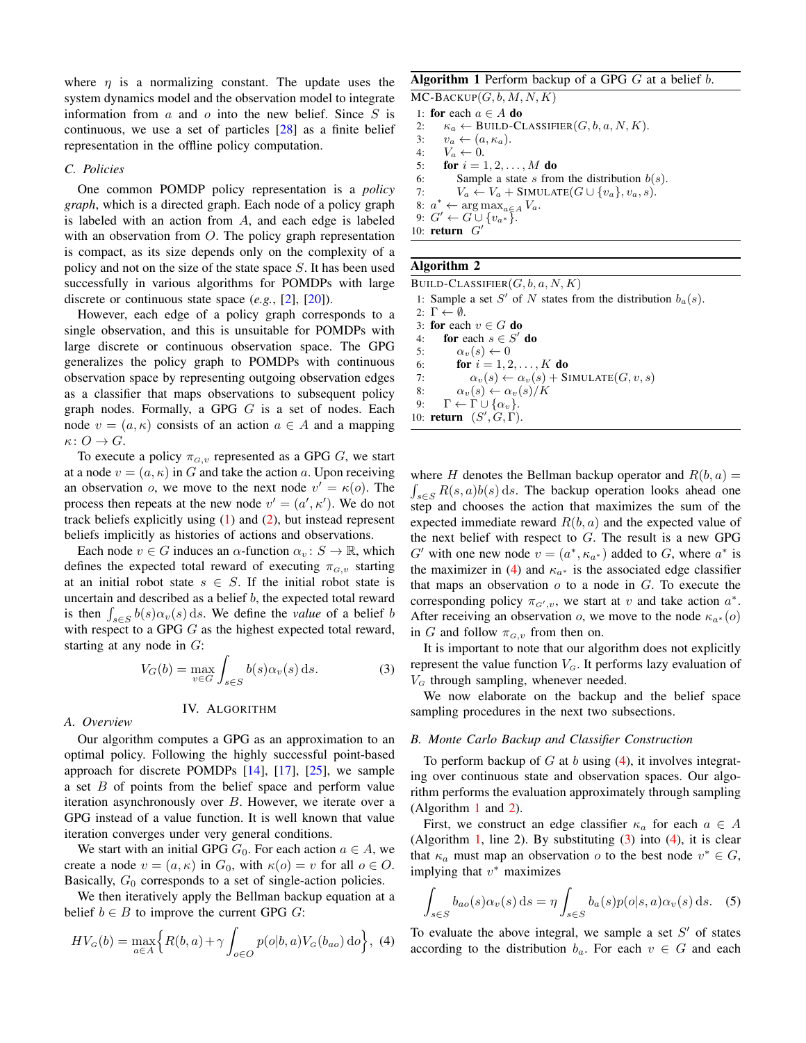where $\eta$ is a normalizing constant. The update uses the system dynamics model and the observation model to integrate information from $a$ and $o$ into the new belief. Since $S$ is continuous, we use a set of particles [28] as a finite belief representation in the offline policy computation.

### C. Policies

One common POMDP policy representation is a *policy graph*, which is a directed graph. Each node of a policy graph is labeled with an action from $A$, and each edge is labeled with an observation from $O$. The policy graph representation is compact, as its size depends only on the complexity of a policy and not on the size of the state space $S$. It has been used successfully in various algorithms for POMDPs with large discrete or continuous state space (*e.g.*, [2], [20]).

However, each edge of a policy graph corresponds to a single observation, and this is unsuitable for POMDPs with large discrete or continuous observation space. The GPG generalizes the policy graph to POMDPs with continuous observation space by representing outgoing observation edges as a classifier that maps observations to subsequent policy graph nodes. Formally, a GPG $G$ is a set of nodes. Each node $v = (a, \kappa)$ consists of an action $a \in A$ and a mapping $\kappa \colon O \to G$.

To execute a policy $\pi_{G,v}$ represented as a GPG $G$, we start at a node $v = (a, \kappa)$ in $G$ and take the action $a$. Upon receiving an observation $o$, we move to the next node $v' = \kappa(o)$. The process then repeats at the new node $v' = (a', \kappa')$. We do not track beliefs explicitly using (1) and (2), but instead represent beliefs implicitly as histories of actions and observations.

Each node $v \in G$ induces an $\alpha$-function $\alpha_v \colon S \to \mathbb{R}$, which defines the expected total reward of executing $\pi_{G,v}$ starting at an initial robot state $s \in S$. If the initial robot state is uncertain and described as a belief $b$, the expected total reward is then $\int_{s \in S} b(s)\alpha_v(s)\,\mathrm{d}s$. We define the *value* of a belief $b$ with respect to a GPG $G$ as the highest expected total reward, starting at any node in $G$:

$$V_G(b) = \max_{v \in G} \int_{s \in S} b(s)\alpha_v(s)\,\mathrm{d}s. \tag{3}$$

## IV. Algorithm

### A. Overview

Our algorithm computes a GPG as an approximation to an optimal policy. Following the highly successful point-based approach for discrete POMDPs [14], [17], [25], we sample a set $B$ of points from the belief space and perform value iteration asynchronously over $B$. However, we iterate over a GPG instead of a value function. It is well known that value iteration converges under very general conditions.

We start with an initial GPG $G_0$. For each action $a \in A$, we create a node $v = (a, \kappa)$ in $G_0$, with $\kappa(o) = v$ for all $o \in O$. Basically, $G_0$ corresponds to a set of single-action policies.

We then iteratively apply the Bellman backup equation at a belief $b \in B$ to improve the current GPG $G$:

$$HV_G(b) = \max_{a \in A}\Big\{ R(b,a) + \gamma \int_{o \in O} p(o|b,a) V_G(b_{ao})\,\mathrm{d}o \Big\}, \tag{4}$$

**Algorithm 1** Perform backup of a GPG $G$ at a belief $b$.

```
MC-BACKUP(G, b, M, N, K)
 1: for each a ∈ A do
 2:     κ_a ← BUILD-CLASSIFIER(G, b, a, N, K).
 3:     v_a ← (a, κ_a).
 4:     V_a ← 0.
 5:     for i = 1, 2, ..., M do
 6:         Sample a state s from the distribution b(s).
 7:         V_a ← V_a + SIMULATE(G ∪ {v_a}, v_a, s).
 8: a* ← argmax_{a∈A} V_a.
 9: G' ← G ∪ {v_{a*}}.
10: return G'
```

**Algorithm 2**

```
BUILD-CLASSIFIER(G, b, a, N, K)
 1: Sample a set S' of N states from the distribution b_a(s).
 2: Γ ← ∅.
 3: for each v ∈ G do
 4:     for each s ∈ S' do
 5:         α_v(s) ← 0
 6:         for i = 1, 2, ..., K do
 7:             α_v(s) ← α_v(s) + SIMULATE(G, v, s)
 8:         α_v(s) ← α_v(s)/K
 9:     Γ ← Γ ∪ {α_v}.
10: return (S', G, Γ).
```

where $H$ denotes the Bellman backup operator and $R(b,a) = \int_{s \in S} R(s,a)b(s)\,\mathrm{d}s$. The backup operation looks ahead one step and chooses the action that maximizes the sum of the expected immediate reward $R(b,a)$ and the expected value of the next belief with respect to $G$. The result is a new GPG $G'$ with one new node $v = (a^*, \kappa_{a^*})$ added to $G$, where $a^*$ is the maximizer in (4) and $\kappa_{a^*}$ is the associated edge classifier that maps an observation $o$ to a node in $G$. To execute the corresponding policy $\pi_{G',v}$, we start at $v$ and take action $a^*$. After receiving an observation $o$, we move to the node $\kappa_{a^*}(o)$ in $G$ and follow $\pi_{G,v}$ from then on.

It is important to note that our algorithm does not explicitly represent the value function $V_G$. It performs lazy evaluation of $V_G$ through sampling, whenever needed.

We now elaborate on the backup and the belief space sampling procedures in the next two subsections.

### B. Monte Carlo Backup and Classifier Construction

To perform backup of $G$ at $b$ using (4), it involves integrating over continuous state and observation spaces. Our algorithm performs the evaluation approximately through sampling (Algorithm 1 and 2).

First, we construct an edge classifier $\kappa_a$ for each $a \in A$ (Algorithm 1, line 2). By substituting (3) into (4), it is clear that $\kappa_a$ must map an observation $o$ to the best node $v^* \in G$, implying that $v^*$ maximizes

$$\int_{s \in S} b_{ao}(s)\alpha_v(s)\,\mathrm{d}s = \eta \int_{s \in S} b_a(s)p(o|s,a)\alpha_v(s)\,\mathrm{d}s. \tag{5}$$

To evaluate the above integral, we sample a set $S'$ of states according to the distribution $b_a$. For each $v \in G$ and each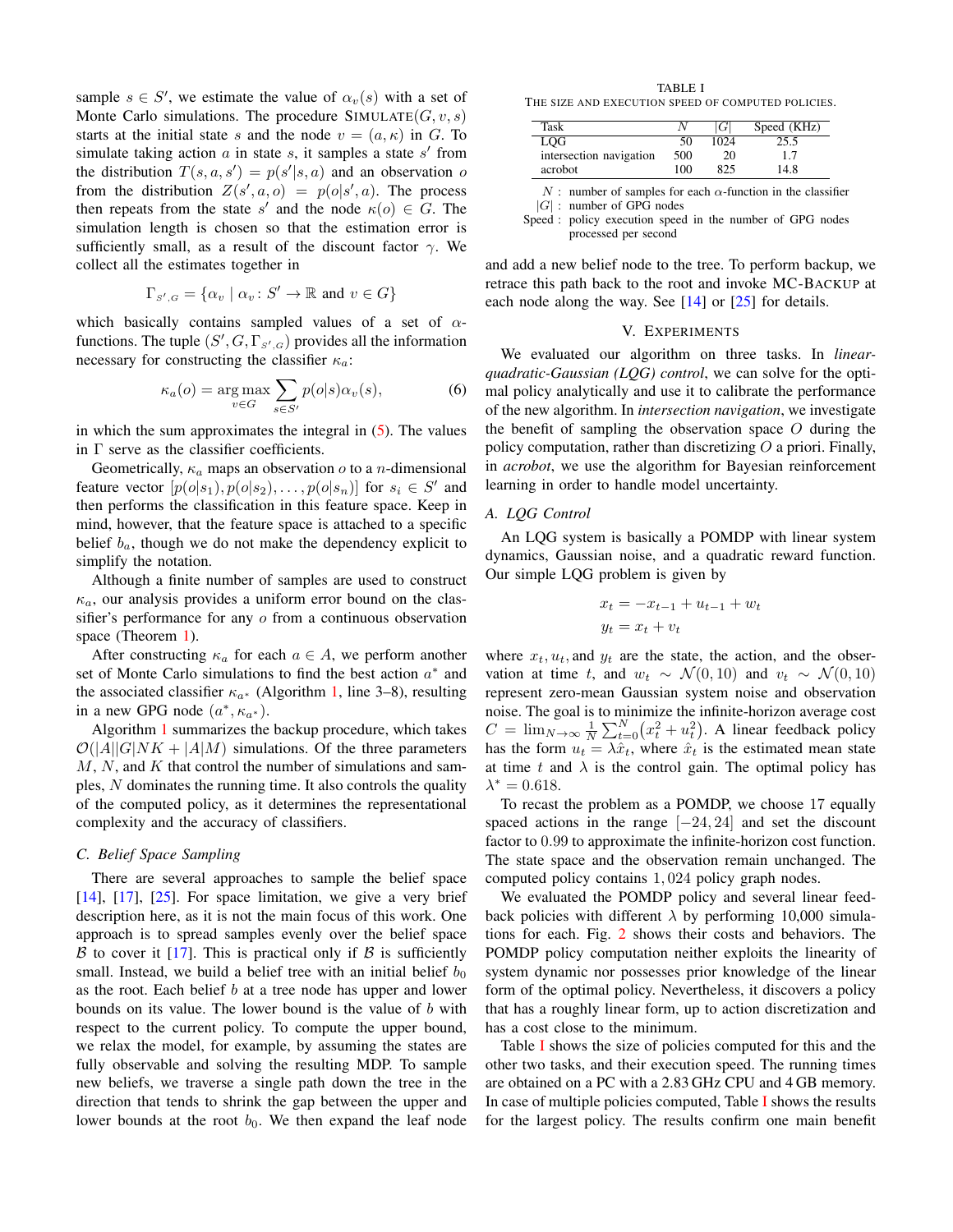sample $s \in S'$, we estimate the value of $\alpha_v(s)$ with a set of Monte Carlo simulations. The procedure SIMULATE$(G, v, s)$ starts at the initial state $s$ and the node $v = (a, \kappa)$ in $G$. To simulate taking action $a$ in state $s$, it samples a state $s'$ from the distribution $T(s, a, s') = p(s'|s, a)$ and an observation $o$ from the distribution $Z(s', a, o) = p(o|s', a)$. The process then repeats from the state $s'$ and the node $\kappa(o) \in G$. The simulation length is chosen so that the estimation error is sufficiently small, as a result of the discount factor $\gamma$. We collect all the estimates together in

$$\Gamma_{S',G} = \{\alpha_v \mid \alpha_v : S' \to \mathbb{R} \text{ and } v \in G\}$$

which basically contains sampled values of a set of $\alpha$-functions. The tuple $(S', G, \Gamma_{S',G})$ provides all the information necessary for constructing the classifier $\kappa_a$:

$$\kappa_a(o) = \arg\max_{v \in G} \sum_{s \in S'} p(o|s)\alpha_v(s), \tag{6}$$

in which the sum approximates the integral in (5). The values in $\Gamma$ serve as the classifier coefficients.

Geometrically, $\kappa_a$ maps an observation $o$ to a $n$-dimensional feature vector $[p(o|s_1), p(o|s_2), \dots, p(o|s_n)]$ for $s_i \in S'$ and then performs the classification in this feature space. Keep in mind, however, that the feature space is attached to a specific belief $b_a$, though we do not make the dependency explicit to simplify the notation.

Although a finite number of samples are used to construct $\kappa_a$, our analysis provides a uniform error bound on the classifier's performance for any $o$ from a continuous observation space (Theorem 1).

After constructing $\kappa_a$ for each $a \in A$, we perform another set of Monte Carlo simulations to find the best action $a^*$ and the associated classifier $\kappa_{a^*}$ (Algorithm 1, line 3–8), resulting in a new GPG node $(a^*, \kappa_{a^*})$.

Algorithm 1 summarizes the backup procedure, which takes $\mathcal{O}(|A||G|NK + |A|M)$ simulations. Of the three parameters $M$, $N$, and $K$ that control the number of simulations and samples, $N$ dominates the running time. It also controls the quality of the computed policy, as it determines the representational complexity and the accuracy of classifiers.

### C. Belief Space Sampling

There are several approaches to sample the belief space [14], [17], [25]. For space limitation, we give a very brief description here, as it is not the main focus of this work. One approach is to spread samples evenly over the belief space $\mathcal{B}$ to cover it [17]. This is practical only if $\mathcal{B}$ is sufficiently small. Instead, we build a belief tree with an initial belief $b_0$ as the root. Each belief $b$ at a tree node has upper and lower bounds on its value. The lower bound is the value of $b$ with respect to the current policy. To compute the upper bound, we relax the model, for example, by assuming the states are fully observable and solving the resulting MDP. To sample new beliefs, we traverse a single path down the tree in the direction that tends to shrink the gap between the upper and lower bounds at the root $b_0$. We then expand the leaf node and add a new belief node to the tree. To perform backup, we retrace this path back to the root and invoke MC-BACKUP at each node along the way. See [14] or [25] for details.

TABLE I
THE SIZE AND EXECUTION SPEED OF COMPUTED POLICIES.

| Task | $N$ | $\|G\|$ | Speed (KHz) |
|---|---|---|---|
| LQG | 50 | 1024 | 25.5 |
| intersection navigation | 500 | 20 | 1.7 |
| acrobot | 100 | 825 | 14.8 |

$N$ : number of samples for each $\alpha$-function in the classifier
$|G|$ : number of GPG nodes
Speed : policy execution speed in the number of GPG nodes processed per second

## V. EXPERIMENTS

We evaluated our algorithm on three tasks. In *linear-quadratic-Gaussian (LQG) control*, we can solve for the optimal policy analytically and use it to calibrate the performance of the new algorithm. In *intersection navigation*, we investigate the benefit of sampling the observation space $O$ during the policy computation, rather than discretizing $O$ a priori. Finally, in *acrobot*, we use the algorithm for Bayesian reinforcement learning in order to handle model uncertainty.

### A. LQG Control

An LQG system is basically a POMDP with linear system dynamics, Gaussian noise, and a quadratic reward function. Our simple LQG problem is given by

$$x_t = -x_{t-1} + u_{t-1} + w_t$$
$$y_t = x_t + v_t$$

where $x_t, u_t,$ and $y_t$ are the state, the action, and the observation at time $t$, and $w_t \sim \mathcal{N}(0, 10)$ and $v_t \sim \mathcal{N}(0, 10)$ represent zero-mean Gaussian system noise and observation noise. The goal is to minimize the infinite-horizon average cost $C = \lim_{N\to\infty} \frac{1}{N}\sum_{t=0}^{N}(x_t^2 + u_t^2)$. A linear feedback policy has the form $u_t = \lambda \hat{x}_t$, where $\hat{x}_t$ is the estimated mean state at time $t$ and $\lambda$ is the control gain. The optimal policy has $\lambda^* = 0.618$.

To recast the problem as a POMDP, we choose 17 equally spaced actions in the range $[-24, 24]$ and set the discount factor to $0.99$ to approximate the infinite-horizon cost function. The state space and the observation remain unchanged. The computed policy contains $1,024$ policy graph nodes.

We evaluated the POMDP policy and several linear feedback policies with different $\lambda$ by performing 10,000 simulations for each. Fig. 2 shows their costs and behaviors. The POMDP policy computation neither exploits the linearity of system dynamic nor possesses prior knowledge of the linear form of the optimal policy. Nevertheless, it discovers a policy that has a roughly linear form, up to action discretization and has a cost close to the minimum.

Table I shows the size of policies computed for this and the other two tasks, and their execution speed. The running times are obtained on a PC with a 2.83 GHz CPU and 4 GB memory. In case of multiple policies computed, Table I shows the results for the largest policy. The results confirm one main benefit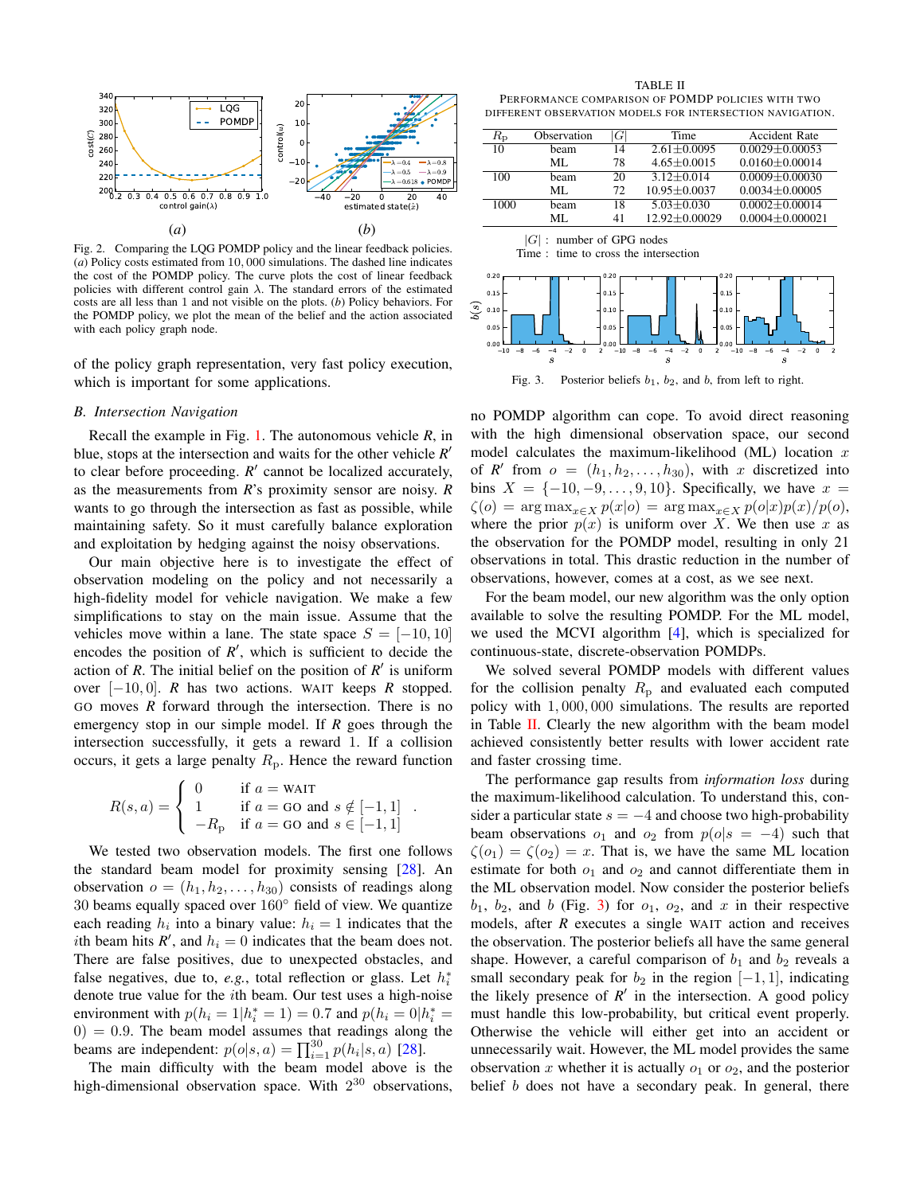Fig. 2. Comparing the LQG POMDP policy and the linear feedback policies. (*a*) Policy costs estimated from 10,000 simulations. The dashed line indicates the cost of the POMDP policy. The curve plots the cost of linear feedback policies with different control gain $\lambda$. The standard errors of the estimated costs are all less than 1 and not visible on the plots. (*b*) Policy behaviors. For the POMDP policy, we plot the mean of the belief and the action associated with each policy graph node.

of the policy graph representation, very fast policy execution, which is important for some applications.

### B. Intersection Navigation

Recall the example in Fig. 1. The autonomous vehicle *R*, in blue, stops at the intersection and waits for the other vehicle *R'* to clear before proceeding. *R'* cannot be localized accurately, as the measurements from *R*'s proximity sensor are noisy. *R* wants to go through the intersection as fast as possible, while maintaining safety. So it must carefully balance exploration and exploitation by hedging against the noisy observations.

Our main objective here is to investigate the effect of observation modeling on the policy and not necessarily a high-fidelity model for vehicle navigation. We make a few simplifications to stay on the main issue. Assume that the vehicles move within a lane. The state space $S = [-10, 10]$ encodes the position of *R'*, which is sufficient to decide the action of *R*. The initial belief on the position of *R'* is uniform over $[-10, 0]$. *R* has two actions. WAIT keeps *R* stopped. GO moves *R* forward through the intersection. There is no emergency stop in our simple model. If *R* goes through the intersection successfully, it gets a reward 1. If a collision occurs, it gets a large penalty $R_\mathrm{p}$. Hence the reward function

$$R(s,a) = \begin{cases} 0 & \text{if } a = \text{WAIT} \\ 1 & \text{if } a = \text{GO and } s \notin [-1,1] \\ -R_\mathrm{p} & \text{if } a = \text{GO and } s \in [-1,1] \end{cases} .$$

We tested two observation models. The first one follows the standard beam model for proximity sensing [28]. An observation $o = (h_1, h_2, \ldots, h_{30})$ consists of readings along 30 beams equally spaced over $160^\circ$ field of view. We quantize each reading $h_i$ into a binary value: $h_i = 1$ indicates that the $i$th beam hits *R'*, and $h_i = 0$ indicates that the beam does not. There are false positives, due to unexpected obstacles, and false negatives, due to, *e.g.*, total reflection or glass. Let $h_i^*$ denote true value for the $i$th beam. Our test uses a high-noise environment with $p(h_i = 1 | h_i^* = 1) = 0.7$ and $p(h_i = 0 | h_i^* = 0) = 0.9$. The beam model assumes that readings along the beams are independent: $p(o|s,a) = \prod_{i=1}^{30} p(h_i|s,a)$ [28].

The main difficulty with the beam model above is the high-dimensional observation space. With $2^{30}$ observations, no POMDP algorithm can cope. To avoid direct reasoning with the high dimensional observation space, our second model calculates the maximum-likelihood (ML) location $x$ of *R'* from $o = (h_1, h_2, \ldots, h_{30})$, with $x$ discretized into bins $X = \{-10, -9, \ldots, 9, 10\}$. Specifically, we have $x = \zeta(o) = \arg\max_{x \in X} p(x|o) = \arg\max_{x \in X} p(o|x)p(x)/p(o)$, where the prior $p(x)$ is uniform over $X$. We then use $x$ as the observation for the POMDP model, resulting in only 21 observations in total. This drastic reduction in the number of observations, however, comes at a cost, as we see next.

TABLE II
PERFORMANCE COMPARISON OF POMDP POLICIES WITH TWO DIFFERENT OBSERVATION MODELS FOR INTERSECTION NAVIGATION.

| $R_\mathrm{p}$ | Observation | $\lvert G \rvert$ | Time | Accident Rate |
|---|---|---|---|---|
| 10 | beam | 14 | 2.61±0.0095 | 0.0029±0.00053 |
| | ML | 78 | 4.65±0.0015 | 0.0160±0.00014 |
| 100 | beam | 20 | 3.12±0.014 | 0.0009±0.00030 |
| | ML | 72 | 10.95±0.0037 | 0.0034±0.00005 |
| 1000 | beam | 18 | 5.03±0.030 | 0.0002±0.00014 |
| | ML | 41 | 12.92±0.00029 | 0.0004±0.000021 |

$\lvert G \rvert$ : number of GPG nodes
Time : time to cross the intersection

Fig. 3. Posterior beliefs $b_1$, $b_2$, and $b$, from left to right.

For the beam model, our new algorithm was the only option available to solve the resulting POMDP. For the ML model, we used the MCVI algorithm [4], which is specialized for continuous-state, discrete-observation POMDPs.

We solved several POMDP models with different values for the collision penalty $R_\mathrm{p}$ and evaluated each computed policy with 1,000,000 simulations. The results are reported in Table II. Clearly the new algorithm with the beam model achieved consistently better results with lower accident rate and faster crossing time.

The performance gap results from *information loss* during the maximum-likelihood calculation. To understand this, consider a particular state $s = -4$ and choose two high-probability beam observations $o_1$ and $o_2$ from $p(o|s = -4)$ such that $\zeta(o_1) = \zeta(o_2) = x$. That is, we have the same ML location estimate for both $o_1$ and $o_2$ and cannot differentiate them in the ML observation model. Now consider the posterior beliefs $b_1$, $b_2$, and $b$ (Fig. 3) for $o_1$, $o_2$, and $x$ in their respective models, after *R* executes a single WAIT action and receives the observation. The posterior beliefs all have the same general shape. However, a careful comparison of $b_1$ and $b_2$ reveals a small secondary peak for $b_2$ in the region $[-1, 1]$, indicating the likely presence of *R'* in the intersection. A good policy must handle this low-probability, but critical event properly. Otherwise the vehicle will either get into an accident or unnecessarily wait. However, the ML model provides the same observation $x$ whether it is actually $o_1$ or $o_2$, and the posterior belief $b$ does not have a secondary peak. In general, there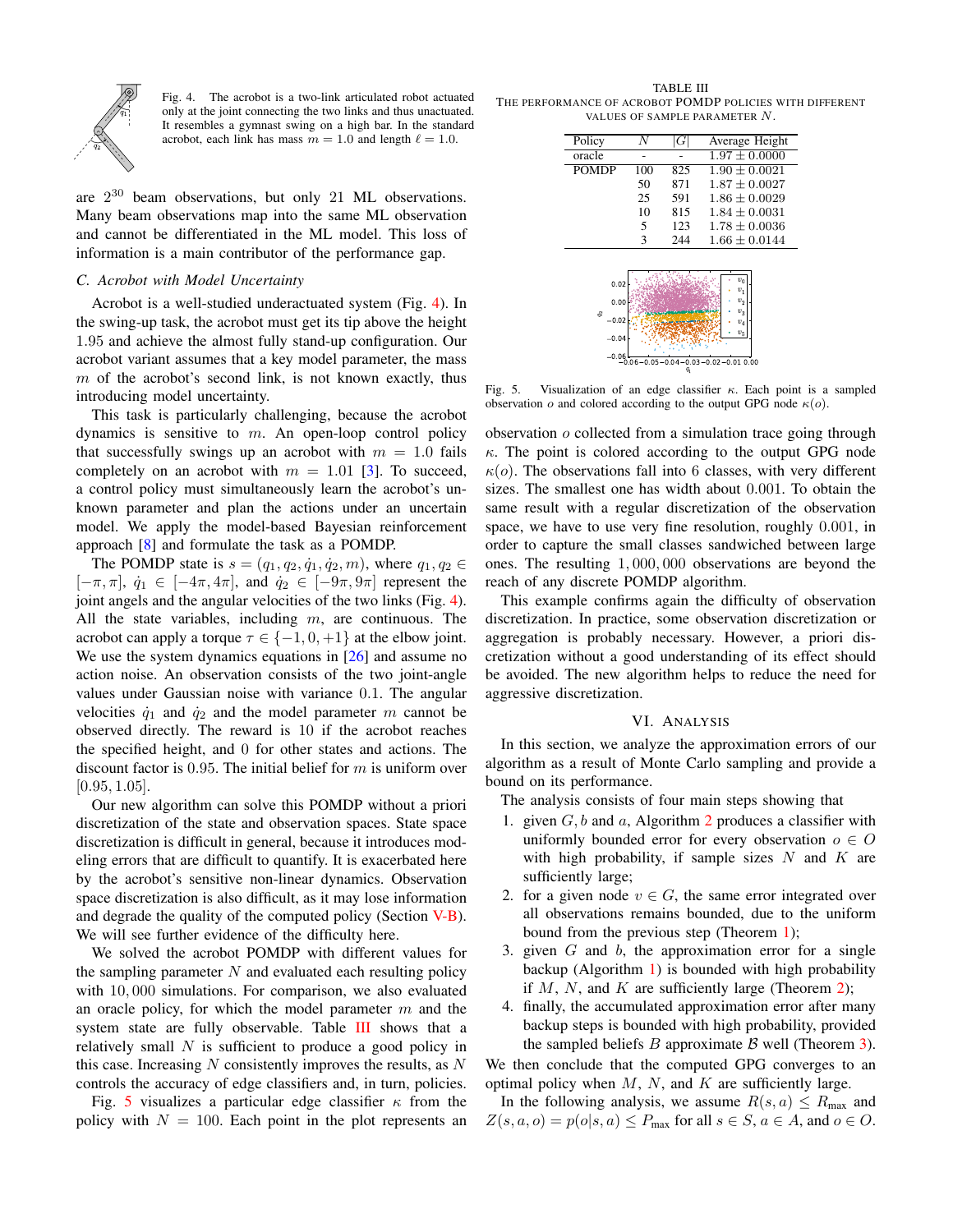Fig. 4. The acrobot is a two-link articulated robot actuated only at the joint connecting the two links and thus unactuated. It resembles a gymnast swing on a high bar. In the standard acrobot, each link has mass $m = 1.0$ and length $\ell = 1.0$.

are $2^{30}$ beam observations, but only 21 ML observations. Many beam observations map into the same ML observation and cannot be differentiated in the ML model. This loss of information is a main contributor of the performance gap.

### C. Acrobot with Model Uncertainty

Acrobot is a well-studied underactuated system (Fig. 4). In the swing-up task, the acrobot must get its tip above the height 1.95 and achieve the almost fully stand-up configuration. Our acrobot variant assumes that a key model parameter, the mass $m$ of the acrobot's second link, is not known exactly, thus introducing model uncertainty.

This task is particularly challenging, because the acrobot dynamics is sensitive to $m$. An open-loop control policy that successfully swings up an acrobot with $m = 1.0$ fails completely on an acrobot with $m = 1.01$ [3]. To succeed, a control policy must simultaneously learn the acrobot's unknown parameter and plan the actions under an uncertain model. We apply the model-based Bayesian reinforcement approach [8] and formulate the task as a POMDP.

The POMDP state is $s = (q_1, q_2, \dot{q}_1, \dot{q}_2, m)$, where $q_1, q_2 \in [-\pi, \pi]$, $\dot{q}_1 \in [-4\pi, 4\pi]$, and $\dot{q}_2 \in [-9\pi, 9\pi]$ represent the joint angels and the angular velocities of the two links (Fig. 4). All the state variables, including $m$, are continuous. The acrobot can apply a torque $\tau \in \{-1, 0, +1\}$ at the elbow joint. We use the system dynamics equations in [26] and assume no action noise. An observation consists of the two joint-angle values under Gaussian noise with variance 0.1. The angular velocities $\dot{q}_1$ and $\dot{q}_2$ and the model parameter $m$ cannot be observed directly. The reward is 10 if the acrobot reaches the specified height, and 0 for other states and actions. The discount factor is 0.95. The initial belief for $m$ is uniform over $[0.95, 1.05]$.

Our new algorithm can solve this POMDP without a priori discretization of the state and observation spaces. State space discretization is difficult in general, because it introduces modeling errors that are difficult to quantify. It is exacerbated here by the acrobot's sensitive non-linear dynamics. Observation space discretization is also difficult, as it may lose information and degrade the quality of the computed policy (Section V-B). We will see further evidence of the difficulty here.

We solved the acrobot POMDP with different values for the sampling parameter $N$ and evaluated each resulting policy with 10,000 simulations. For comparison, we also evaluated an oracle policy, for which the model parameter $m$ and the system state are fully observable. Table III shows that a relatively small $N$ is sufficient to produce a good policy in this case. Increasing $N$ consistently improves the results, as $N$ controls the accuracy of edge classifiers and, in turn, policies.

Fig. 5 visualizes a particular edge classifier $\kappa$ from the policy with $N = 100$. Each point in the plot represents an observation $o$ collected from a simulation trace going through $\kappa$. The point is colored according to the output GPG node $\kappa(o)$. The observations fall into 6 classes, with very different sizes. The smallest one has width about 0.001. To obtain the same result with a regular discretization of the observation space, we have to use very fine resolution, roughly 0.001, in order to capture the small classes sandwiched between large ones. The resulting 1,000,000 observations are beyond the reach of any discrete POMDP algorithm.

This example confirms again the difficulty of observation discretization. In practice, some observation discretization or aggregation is probably necessary. However, a priori discretization without a good understanding of its effect should be avoided. The new algorithm helps to reduce the need for aggressive discretization.

TABLE III
THE PERFORMANCE OF ACROBOT POMDP POLICIES WITH DIFFERENT VALUES OF SAMPLE PARAMETER $N$.

| Policy | $N$ | $\lvert G \rvert$ | Average Height |
|---|---|---|---|
| oracle | - | - | $1.97 \pm 0.0000$ |
| POMDP | 100 | 825 | $1.90 \pm 0.0021$ |
| | 50 | 871 | $1.87 \pm 0.0027$ |
| | 25 | 591 | $1.86 \pm 0.0029$ |
| | 10 | 815 | $1.84 \pm 0.0031$ |
| | 5 | 123 | $1.78 \pm 0.0036$ |
| | 3 | 244 | $1.66 \pm 0.0144$ |

Fig. 5. Visualization of an edge classifier $\kappa$. Each point is a sampled observation $o$ and colored according to the output GPG node $\kappa(o)$.

## VI. ANALYSIS

In this section, we analyze the approximation errors of our algorithm as a result of Monte Carlo sampling and provide a bound on its performance.

The analysis consists of four main steps showing that

1. given $G$, $b$ and $a$, Algorithm 2 produces a classifier with uniformly bounded error for every observation $o \in O$ with high probability, if sample sizes $N$ and $K$ are sufficiently large;
2. for a given node $v \in G$, the same error integrated over all observations remains bounded, due to the uniform bound from the previous step (Theorem 1);
3. given $G$ and $b$, the approximation error for a single backup (Algorithm 1) is bounded with high probability if $M$, $N$, and $K$ are sufficiently large (Theorem 2);
4. finally, the accumulated approximation error after many backup steps is bounded with high probability, provided the sampled beliefs $B$ approximate $\mathcal{B}$ well (Theorem 3).

We then conclude that the computed GPG converges to an optimal policy when $M$, $N$, and $K$ are sufficiently large.

In the following analysis, we assume $R(s, a) \leq R_{\max}$ and $Z(s, a, o) = p(o|s, a) \leq P_{\max}$ for all $s \in S$, $a \in A$, and $o \in O$.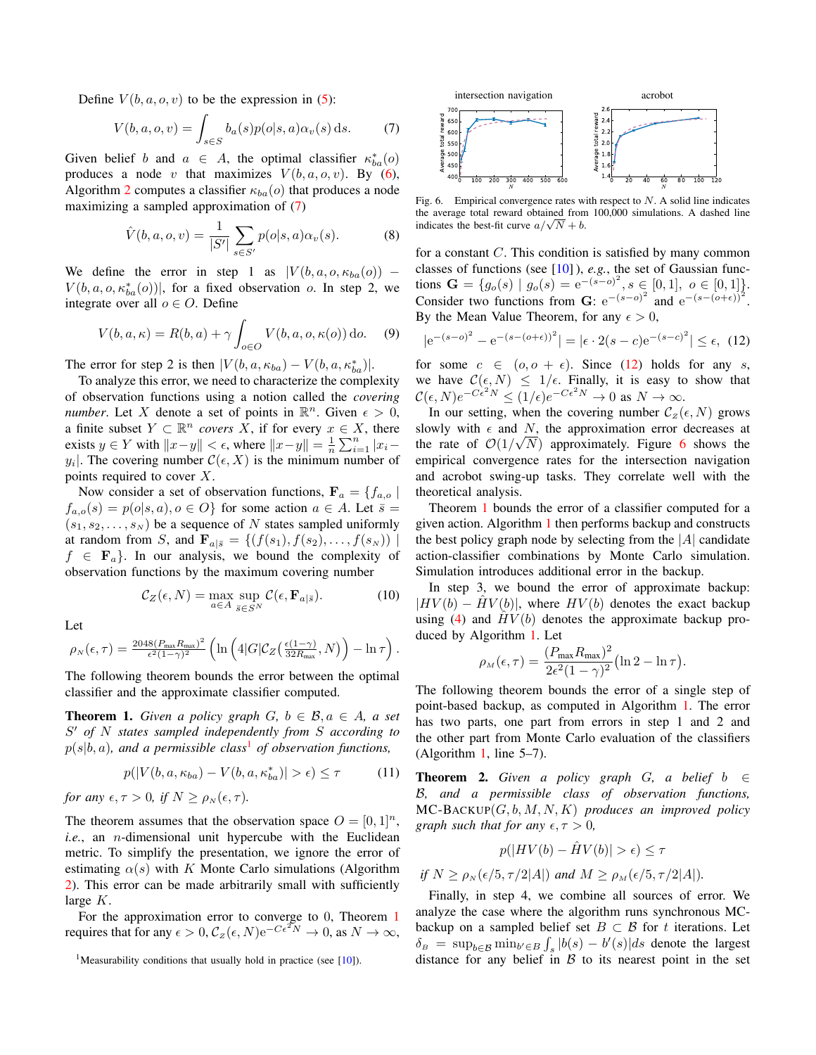Define $V(b, a, o, v)$ to be the expression in (5):

$$V(b, a, o, v) = \int_{s \in S} b_a(s) p(o|s, a) \alpha_v(s) \, \mathrm{d}s. \tag{7}$$

Given belief $b$ and $a \in A$, the optimal classifier $\kappa^*_{ba}(o)$ produces a node $v$ that maximizes $V(b, a, o, v)$. By (6), Algorithm 2 computes a classifier $\kappa_{ba}(o)$ that produces a node maximizing a sampled approximation of (7)

$$\hat{V}(b, a, o, v) = \frac{1}{|S'|} \sum_{s \in S'} p(o|s, a) \alpha_v(s). \tag{8}$$

We define the error in step 1 as $|V(b, a, o, \kappa_{ba}(o)) - V(b, a, o, \kappa^*_{ba}(o))|$, for a fixed observation $o$. In step 2, we integrate over all $o \in O$. Define

$$V(b, a, \kappa) = R(b, a) + \gamma \int_{o \in O} V(b, a, o, \kappa(o)) \, \mathrm{d}o. \tag{9}$$

The error for step 2 is then $|V(b, a, \kappa_{ba}) - V(b, a, \kappa^*_{ba})|$.

To analyze this error, we need to characterize the complexity of observation functions using a notion called the *covering number*. Let $X$ denote a set of points in $\mathbb{R}^n$. Given $\epsilon > 0$, a finite subset $Y \subset \mathbb{R}^n$ *covers* $X$, if for every $x \in X$, there exists $y \in Y$ with $\|x - y\| < \epsilon$, where $\|x - y\| = \frac{1}{n} \sum_{i=1}^{n} |x_i - y_i|$. The covering number $\mathcal{C}(\epsilon, X)$ is the minimum number of points required to cover $X$.

Now consider a set of observation functions, $\mathbf{F}_a = \{f_{a,o} \mid f_{a,o}(s) = p(o|s, a), o \in O\}$ for some action $a \in A$. Let $\bar{s} = (s_1, s_2, \ldots, s_N)$ be a sequence of $N$ states sampled uniformly at random from $S$, and $\mathbf{F}_{a|\bar{s}} = \{(f(s_1), f(s_2), \ldots, f(s_N)) \mid f \in \mathbf{F}_a\}$. In our analysis, we bound the complexity of observation functions by the maximum covering number

$$\mathcal{C}_Z(\epsilon, N) = \max_{a \in A} \sup_{\bar{s} \in S^N} \mathcal{C}(\epsilon, \mathbf{F}_{a|\bar{s}}). \tag{10}$$

Let

$$\rho_N(\epsilon, \tau) = \frac{2048 (P_{\max} R_{\max})^2}{\epsilon^2 (1-\gamma)^2} \left( \ln \left( 4|G| \mathcal{C}_Z\left(\tfrac{\epsilon(1-\gamma)}{32 R_{\max}}, N\right) \right) - \ln \tau \right).$$

The following theorem bounds the error between the optimal classifier and the approximate classifier computed.

**Theorem 1.** *Given a policy graph $G$, $b \in \mathcal{B}, a \in A$, a set $S'$ of $N$ states sampled independently from $S$ according to $p(s|b, a)$, and a permissible class*[1] *of observation functions,*

$$p(|V(b, a, \kappa_{ba}) - V(b, a, \kappa^*_{ba})| > \epsilon) \le \tau \tag{11}$$

*for any $\epsilon, \tau > 0$, if $N \ge \rho_N(\epsilon, \tau)$.*

The theorem assumes that the observation space $O = [0, 1]^n$, *i.e.*, an $n$-dimensional unit hypercube with the Euclidean metric. To simplify the presentation, we ignore the error of estimating $\alpha(s)$ with $K$ Monte Carlo simulations (Algorithm 2). This error can be made arbitrarily small with sufficiently large $K$.

For the approximation error to converge to 0, Theorem 1 requires that for any $\epsilon > 0$, $\mathcal{C}_Z(\epsilon, N) \mathrm{e}^{-C\epsilon^2 N} \to 0$, as $N \to \infty$, for a constant $C$. This condition is satisfied by many common classes of functions (see [10]), *e.g.*, the set of Gaussian functions $\mathbf{G} = \{g_o(s) \mid g_o(s) = \mathrm{e}^{-(s-o)^2}, s \in [0, 1], \ o \in [0, 1]\}$. Consider two functions from $\mathbf{G}$: $\mathrm{e}^{-(s-o)^2}$ and $\mathrm{e}^{-(s-(o+\epsilon))^2}$. By the Mean Value Theorem, for any $\epsilon > 0$,

$$|\mathrm{e}^{-(s-o)^2} - \mathrm{e}^{-(s-(o+\epsilon))^2}| = |\epsilon \cdot 2(s-c) \mathrm{e}^{-(s-c)^2}| \le \epsilon, \tag{12}$$

for some $c \in (o, o + \epsilon)$. Since (12) holds for any $s$, we have $\mathcal{C}(\epsilon, N) \le 1/\epsilon$. Finally, it is easy to show that $\mathcal{C}(\epsilon, N) e^{-C\epsilon^2 N} \le (1/\epsilon) e^{-C\epsilon^2 N} \to 0$ as $N \to \infty$.

In our setting, when the covering number $\mathcal{C}_Z(\epsilon, N)$ grows slowly with $\epsilon$ and $N$, the approximation error decreases at the rate of $\mathcal{O}(1/\sqrt{N})$ approximately. Figure 6 shows the empirical convergence rates for the intersection navigation and acrobot swing-up tasks. They correlate well with the theoretical analysis.

Fig. 6. Empirical convergence rates with respect to $N$. A solid line indicates the average total reward obtained from 100,000 simulations. A dashed line indicates the best-fit curve $a/\sqrt{N} + b$.

Theorem 1 bounds the error of a classifier computed for a given action. Algorithm 1 then performs backup and constructs the best policy graph node by selecting from the $|A|$ candidate action-classifier combinations by Monte Carlo simulation. Simulation introduces additional error in the backup.

In step 3, we bound the error of approximate backup: $|HV(b) - \hat{H}V(b)|$, where $HV(b)$ denotes the exact backup using (4) and $\hat{H}V(b)$ denotes the approximate backup produced by Algorithm 1. Let

$$\rho_M(\epsilon, \tau) = \frac{(P_{\max} R_{\max})^2}{2\epsilon^2 (1-\gamma)^2} (\ln 2 - \ln \tau).$$

The following theorem bounds the error of a single step of point-based backup, as computed in Algorithm 1. The error has two parts, one part from errors in step 1 and 2 and the other part from Monte Carlo evaluation of the classifiers (Algorithm 1, line 5–7).

**Theorem 2.** *Given a policy graph $G$, a belief $b \in \mathcal{B}$, and a permissible class of observation functions,* MC-BACKUP$(G, b, M, N, K)$ *produces an improved policy graph such that for any $\epsilon, \tau > 0$,*

$$p(|HV(b) - \hat{H}V(b)| > \epsilon) \le \tau$$

*if $N \ge \rho_N(\epsilon/5, \tau/2|A|)$ and $M \ge \rho_M(\epsilon/5, \tau/2|A|)$.*

Finally, in step 4, we combine all sources of error. We analyze the case where the algorithm runs synchronous MC-backup on a sampled belief set $B \subset \mathcal{B}$ for $t$ iterations. Let $\delta_B = \sup_{b \in \mathcal{B}} \min_{b' \in B} \int_s |b(s) - b'(s)| ds$ denote the largest distance for any belief in $\mathcal{B}$ to its nearest point in the set

[1] Measurability conditions that usually hold in practice (see [10]).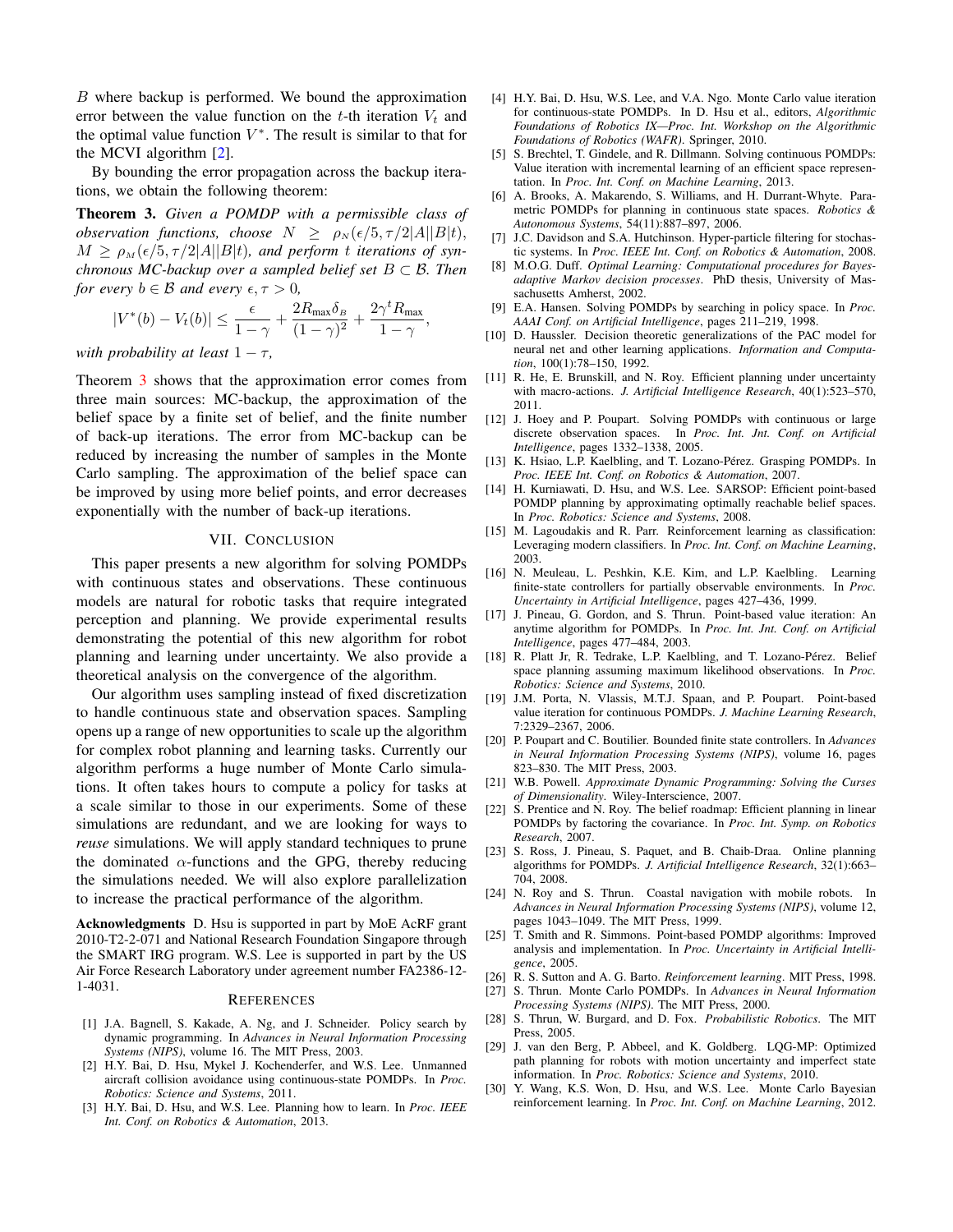$B$ where backup is performed. We bound the approximation error between the value function on the $t$-th iteration $V_t$ and the optimal value function $V^*$. The result is similar to that for the MCVI algorithm [2].

By bounding the error propagation across the backup iterations, we obtain the following theorem:

**Theorem 3.** *Given a POMDP with a permissible class of observation functions, choose $N \geq \rho_N(\epsilon/5, \tau/2|A||B|t)$, $M \geq \rho_M(\epsilon/5, \tau/2|A||B|t)$, and perform $t$ iterations of synchronous MC-backup over a sampled belief set $B \subset \mathcal{B}$. Then for every $b \in \mathcal{B}$ and every $\epsilon, \tau > 0$,*

$$|V^*(b) - V_t(b)| \leq \frac{\epsilon}{1-\gamma} + \frac{2R_{\max}\delta_B}{(1-\gamma)^2} + \frac{2\gamma^t R_{\max}}{1-\gamma},$$

*with probability at least $1 - \tau$,*

Theorem 3 shows that the approximation error comes from three main sources: MC-backup, the approximation of the belief space by a finite set of belief, and the finite number of back-up iterations. The error from MC-backup can be reduced by increasing the number of samples in the Monte Carlo sampling. The approximation of the belief space can be improved by using more belief points, and error decreases exponentially with the number of back-up iterations.

## VII. Conclusion

This paper presents a new algorithm for solving POMDPs with continuous states and observations. These continuous models are natural for robotic tasks that require integrated perception and planning. We provide experimental results demonstrating the potential of this new algorithm for robot planning and learning under uncertainty. We also provide a theoretical analysis on the convergence of the algorithm.

Our algorithm uses sampling instead of fixed discretization to handle continuous state and observation spaces. Sampling opens up a range of new opportunities to scale up the algorithm for complex robot planning and learning tasks. Currently our algorithm performs a huge number of Monte Carlo simulations. It often takes hours to compute a policy for tasks at a scale similar to those in our experiments. Some of these simulations are redundant, and we are looking for ways to *reuse* simulations. We will apply standard techniques to prune the dominated $\alpha$-functions and the GPG, thereby reducing the simulations needed. We will also explore parallelization to increase the practical performance of the algorithm.

**Acknowledgments** D. Hsu is supported in part by MoE AcRF grant 2010-T2-2-071 and National Research Foundation Singapore through the SMART IRG program. W.S. Lee is supported in part by the US Air Force Research Laboratory under agreement number FA2386-12-1-4031.

## References

[1] J.A. Bagnell, S. Kakade, A. Ng, and J. Schneider. Policy search by dynamic programming. In *Advances in Neural Information Processing Systems (NIPS)*, volume 16. The MIT Press, 2003.

[2] H.Y. Bai, D. Hsu, Mykel J. Kochenderfer, and W.S. Lee. Unmanned aircraft collision avoidance using continuous-state POMDPs. In *Proc. Robotics: Science and Systems*, 2011.

[3] H.Y. Bai, D. Hsu, and W.S. Lee. Planning how to learn. In *Proc. IEEE Int. Conf. on Robotics & Automation*, 2013.

[4] H.Y. Bai, D. Hsu, W.S. Lee, and V.A. Ngo. Monte Carlo value iteration for continuous-state POMDPs. In D. Hsu et al., editors, *Algorithmic Foundations of Robotics IX—Proc. Int. Workshop on the Algorithmic Foundations of Robotics (WAFR)*. Springer, 2010.

[5] S. Brechtel, T. Gindele, and R. Dillmann. Solving continuous POMDPs: Value iteration with incremental learning of an efficient space representation. In *Proc. Int. Conf. on Machine Learning*, 2013.

[6] A. Brooks, A. Makarendo, S. Williams, and H. Durrant-Whyte. Parametric POMDPs for planning in continuous state spaces. *Robotics & Autonomous Systems*, 54(11):887–897, 2006.

[7] J.C. Davidson and S.A. Hutchinson. Hyper-particle filtering for stochastic systems. In *Proc. IEEE Int. Conf. on Robotics & Automation*, 2008.

[8] M.O.G. Duff. *Optimal Learning: Computational procedures for Bayes-adaptive Markov decision processes*. PhD thesis, University of Massachusetts Amherst, 2002.

[9] E.A. Hansen. Solving POMDPs by searching in policy space. In *Proc. AAAI Conf. on Artificial Intelligence*, pages 211–219, 1998.

[10] D. Haussler. Decision theoretic generalizations of the PAC model for neural net and other learning applications. *Information and Computation*, 100(1):78–150, 1992.

[11] R. He, E. Brunskill, and N. Roy. Efficient planning under uncertainty with macro-actions. *J. Artificial Intelligence Research*, 40(1):523–570, 2011.

[12] J. Hoey and P. Poupart. Solving POMDPs with continuous or large discrete observation spaces. In *Proc. Int. Jnt. Conf. on Artificial Intelligence*, pages 1332–1338, 2005.

[13] K. Hsiao, L.P. Kaelbling, and T. Lozano-Pérez. Grasping POMDPs. In *Proc. IEEE Int. Conf. on Robotics & Automation*, 2007.

[14] H. Kurniawati, D. Hsu, and W.S. Lee. SARSOP: Efficient point-based POMDP planning by approximating optimally reachable belief spaces. In *Proc. Robotics: Science and Systems*, 2008.

[15] M. Lagoudakis and R. Parr. Reinforcement learning as classification: Leveraging modern classifiers. In *Proc. Int. Conf. on Machine Learning*, 2003.

[16] N. Meuleau, L. Peshkin, K.E. Kim, and L.P. Kaelbling. Learning finite-state controllers for partially observable environments. In *Proc. Uncertainty in Artificial Intelligence*, pages 427–436, 1999.

[17] J. Pineau, G. Gordon, and S. Thrun. Point-based value iteration: An anytime algorithm for POMDPs. In *Proc. Int. Jnt. Conf. on Artificial Intelligence*, pages 477–484, 2003.

[18] R. Platt Jr, R. Tedrake, L.P. Kaelbling, and T. Lozano-Pérez. Belief space planning assuming maximum likelihood observations. In *Proc. Robotics: Science and Systems*, 2010.

[19] J.M. Porta, N. Vlassis, M.T.J. Spaan, and P. Poupart. Point-based value iteration for continuous POMDPs. *J. Machine Learning Research*, 7:2329–2367, 2006.

[20] P. Poupart and C. Boutilier. Bounded finite state controllers. In *Advances in Neural Information Processing Systems (NIPS)*, volume 16, pages 823–830. The MIT Press, 2003.

[21] W.B. Powell. *Approximate Dynamic Programming: Solving the Curses of Dimensionality*. Wiley-Interscience, 2007.

[22] S. Prentice and N. Roy. The belief roadmap: Efficient planning in linear POMDPs by factoring the covariance. In *Proc. Int. Symp. on Robotics Research*, 2007.

[23] S. Ross, J. Pineau, S. Paquet, and B. Chaib-Draa. Online planning algorithms for POMDPs. *J. Artificial Intelligence Research*, 32(1):663–704, 2008.

[24] N. Roy and S. Thrun. Coastal navigation with mobile robots. In *Advances in Neural Information Processing Systems (NIPS)*, volume 12, pages 1043–1049. The MIT Press, 1999.

[25] T. Smith and R. Simmons. Point-based POMDP algorithms: Improved analysis and implementation. In *Proc. Uncertainty in Artificial Intelligence*, 2005.

[26] R. S. Sutton and A. G. Barto. *Reinforcement learning*. MIT Press, 1998.

[27] S. Thrun. Monte Carlo POMDPs. In *Advances in Neural Information Processing Systems (NIPS)*. The MIT Press, 2000.

[28] S. Thrun, W. Burgard, and D. Fox. *Probabilistic Robotics*. The MIT Press, 2005.

[29] J. van den Berg, P. Abbeel, and K. Goldberg. LQG-MP: Optimized path planning for robots with motion uncertainty and imperfect state information. In *Proc. Robotics: Science and Systems*, 2010.

[30] Y. Wang, K.S. Won, D. Hsu, and W.S. Lee. Monte Carlo Bayesian reinforcement learning. In *Proc. Int. Conf. on Machine Learning*, 2012.